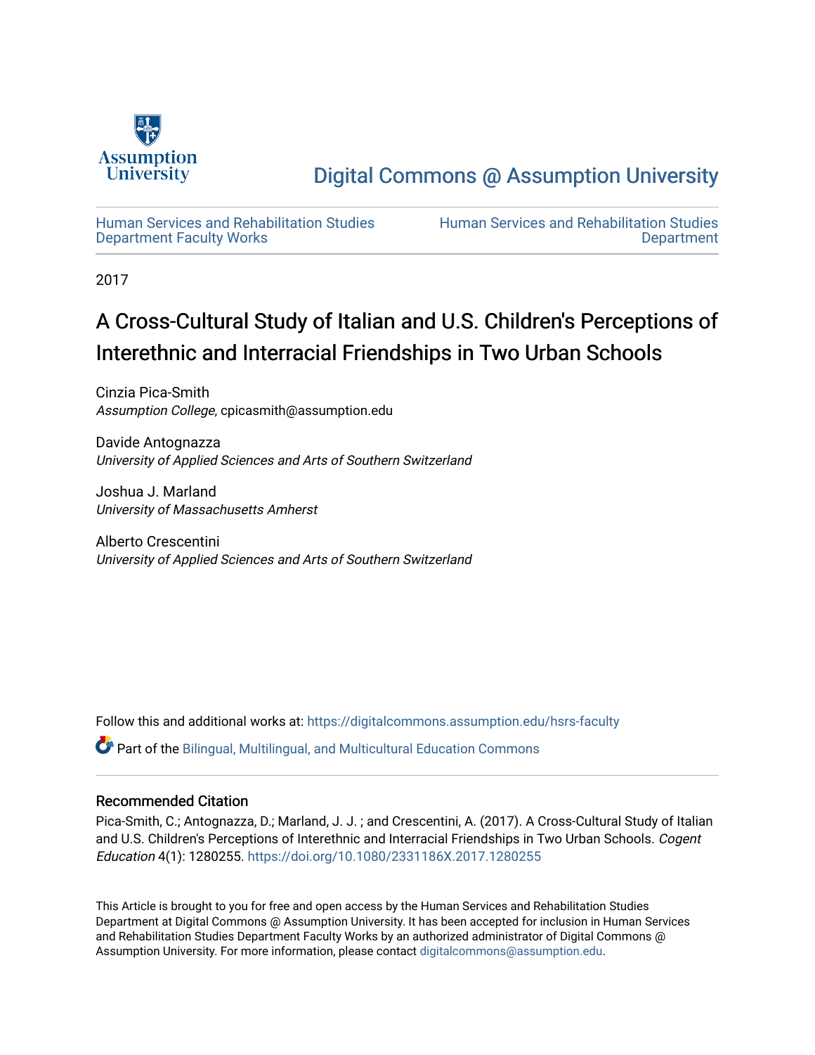Assumption University

Digital Commons @ Assumption University

Human Services and Rehabilitation Studies Department Faculty Works

Human Services and Rehabilitation Studies Department

2017

# A Cross-Cultural Study of Italian and U.S. Children's Perceptions of Interethnic and Interracial Friendships in Two Urban Schools

Cinzia Pica-Smith
*Assumption College*, cpicasmith@assumption.edu

Davide Antognazza
*University of Applied Sciences and Arts of Southern Switzerland*

Joshua J. Marland
*University of Massachusetts Amherst*

Alberto Crescentini
*University of Applied Sciences and Arts of Southern Switzerland*

Follow this and additional works at: https://digitalcommons.assumption.edu/hsrs-faculty

Part of the Bilingual, Multilingual, and Multicultural Education Commons

## Recommended Citation

Pica-Smith, C.; Antognazza, D.; Marland, J. J. ; and Crescentini, A. (2017). A Cross-Cultural Study of Italian and U.S. Children's Perceptions of Interethnic and Interracial Friendships in Two Urban Schools. *Cogent Education* 4(1): 1280255. https://doi.org/10.1080/2331186X.2017.1280255

This Article is brought to you for free and open access by the Human Services and Rehabilitation Studies Department at Digital Commons @ Assumption University. It has been accepted for inclusion in Human Services and Rehabilitation Studies Department Faculty Works by an authorized administrator of Digital Commons @ Assumption University. For more information, please contact digitalcommons@assumption.edu.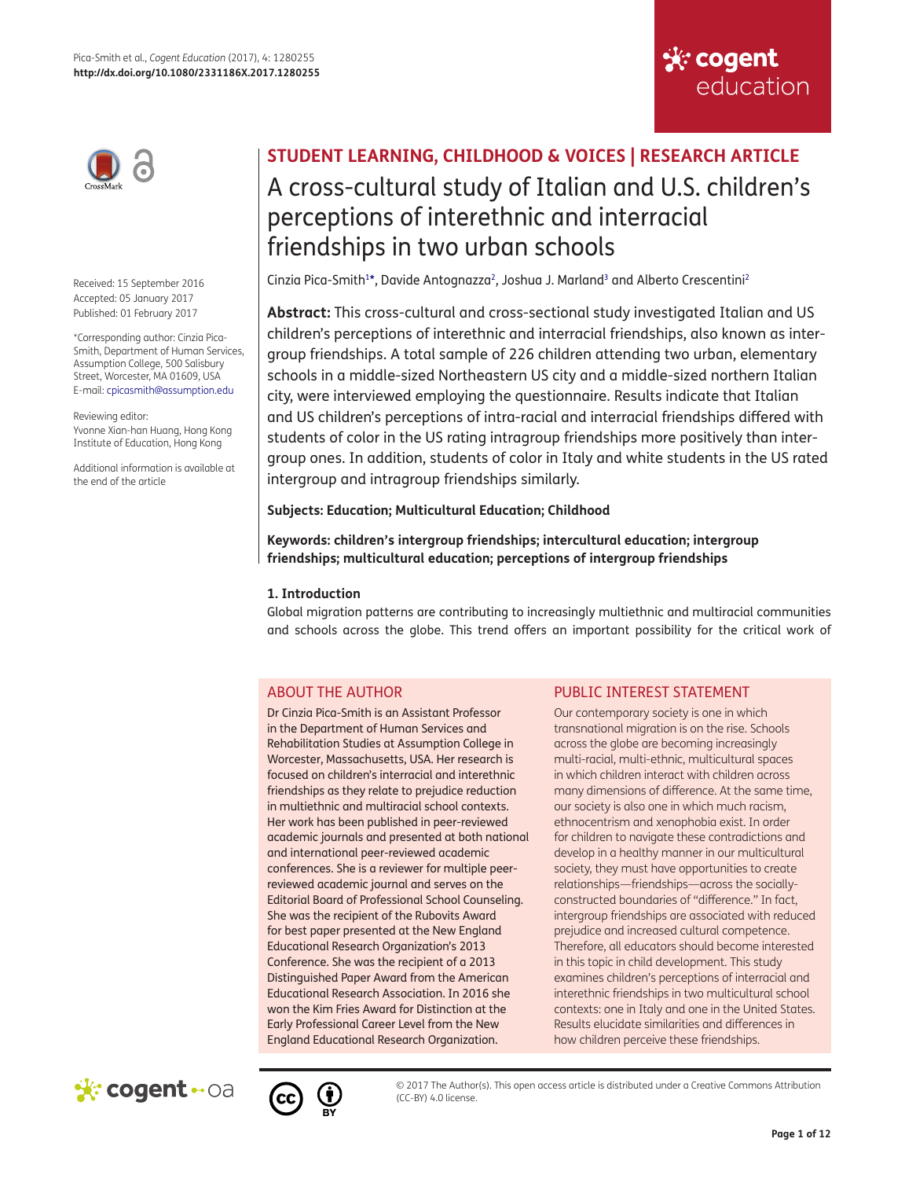**STUDENT LEARNING, CHILDHOOD & VOICES | RESEARCH ARTICLE**

# A cross-cultural study of Italian and U.S. children's perceptions of interethnic and interracial friendships in two urban schools

Cinzia Pica-Smith[1]*, Davide Antognazza[2], Joshua J. Marland[3] and Alberto Crescentini[2]

Received: 15 September 2016
Accepted: 05 January 2017
Published: 01 February 2017

*Corresponding author: Cinzia Pica-Smith, Department of Human Services, Assumption College, 500 Salisbury Street, Worcester, MA 01609, USA
E-mail: cpicasmith@assumption.edu

Reviewing editor:
Yvonne Xian-han Huang, Hong Kong Institute of Education, Hong Kong

Additional information is available at the end of the article

**Abstract:** This cross-cultural and cross-sectional study investigated Italian and US children's perceptions of interethnic and interracial friendships, also known as intergroup friendships. A total sample of 226 children attending two urban, elementary schools in a middle-sized Northeastern US city and a middle-sized northern Italian city, were interviewed employing the questionnaire. Results indicate that Italian and US children's perceptions of intra-racial and interracial friendships differed with students of color in the US rating intragroup friendships more positively than intergroup ones. In addition, students of color in Italy and white students in the US rated intergroup and intragroup friendships similarly.

**Subjects: Education; Multicultural Education; Childhood**

**Keywords: children's intergroup friendships; intercultural education; intergroup friendships; multicultural education; perceptions of intergroup friendships**

### 1. Introduction

Global migration patterns are contributing to increasingly multiethnic and multiracial communities and schools across the globe. This trend offers an important possibility for the critical work of

## ABOUT THE AUTHOR

Dr Cinzia Pica-Smith is an Assistant Professor in the Department of Human Services and Rehabilitation Studies at Assumption College in Worcester, Massachusetts, USA. Her research is focused on children's interracial and interethnic friendships as they relate to prejudice reduction in multiethnic and multiracial school contexts. Her work has been published in peer-reviewed academic journals and presented at both national and international peer-reviewed academic conferences. She is a reviewer for multiple peer-reviewed academic journal and serves on the Editorial Board of Professional School Counseling. She was the recipient of the Rubovits Award for best paper presented at the New England Educational Research Organization's 2013 Conference. She was the recipient of a 2013 Distinguished Paper Award from the American Educational Research Association. In 2016 she won the Kim Fries Award for Distinction at the Early Professional Career Level from the New England Educational Research Organization.

## PUBLIC INTEREST STATEMENT

Our contemporary society is one in which transnational migration is on the rise. Schools across the globe are becoming increasingly multi-racial, multi-ethnic, multicultural spaces in which children interact with children across many dimensions of difference. At the same time, our society is also one in which much racism, ethnocentrism and xenophobia exist. In order for children to navigate these contradictions and develop in a healthy manner in our multicultural society, they must have opportunities to create relationships—friendships—across the socially-constructed boundaries of "difference." In fact, intergroup friendships are associated with reduced prejudice and increased cultural competence. Therefore, all educators should become interested in this topic in child development. This study examines children's perceptions of interracial and interethnic friendships in two multicultural school contexts: one in Italy and one in the United States. Results elucidate similarities and differences in how children perceive these friendships.

© 2017 The Author(s). This open access article is distributed under a Creative Commons Attribution (CC-BY) 4.0 license.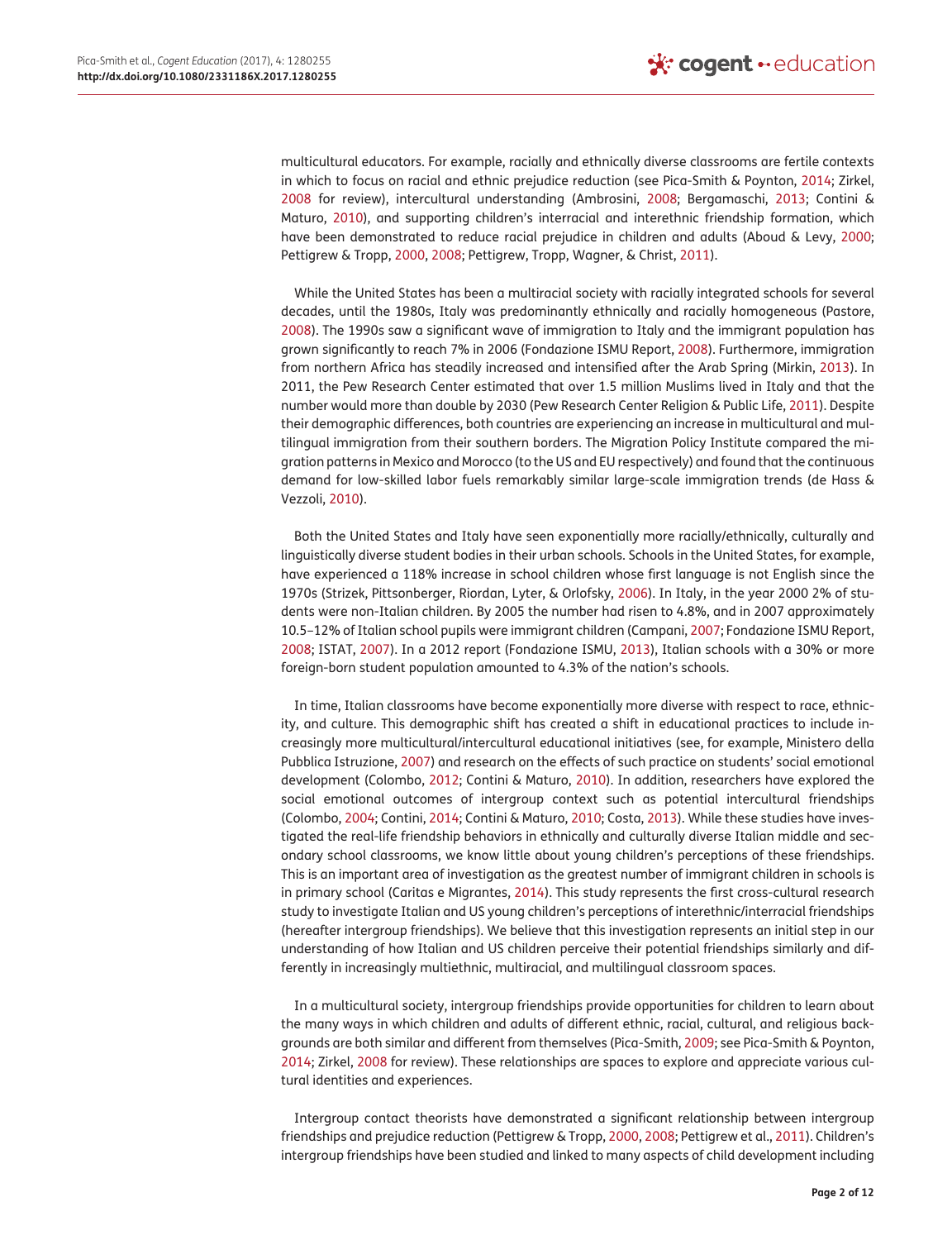multicultural educators. For example, racially and ethnically diverse classrooms are fertile contexts in which to focus on racial and ethnic prejudice reduction (see Pica-Smith & Poynton, 2014; Zirkel, 2008 for review), intercultural understanding (Ambrosini, 2008; Bergamaschi, 2013; Contini & Maturo, 2010), and supporting children's interracial and interethnic friendship formation, which have been demonstrated to reduce racial prejudice in children and adults (Aboud & Levy, 2000; Pettigrew & Tropp, 2000, 2008; Pettigrew, Tropp, Wagner, & Christ, 2011).

While the United States has been a multiracial society with racially integrated schools for several decades, until the 1980s, Italy was predominantly ethnically and racially homogeneous (Pastore, 2008). The 1990s saw a significant wave of immigration to Italy and the immigrant population has grown significantly to reach 7% in 2006 (Fondazione ISMU Report, 2008). Furthermore, immigration from northern Africa has steadily increased and intensified after the Arab Spring (Mirkin, 2013). In 2011, the Pew Research Center estimated that over 1.5 million Muslims lived in Italy and that the number would more than double by 2030 (Pew Research Center Religion & Public Life, 2011). Despite their demographic differences, both countries are experiencing an increase in multicultural and multilingual immigration from their southern borders. The Migration Policy Institute compared the migration patterns in Mexico and Morocco (to the US and EU respectively) and found that the continuous demand for low-skilled labor fuels remarkably similar large-scale immigration trends (de Hass & Vezzoli, 2010).

Both the United States and Italy have seen exponentially more racially/ethnically, culturally and linguistically diverse student bodies in their urban schools. Schools in the United States, for example, have experienced a 118% increase in school children whose first language is not English since the 1970s (Strizek, Pittsonberger, Riordan, Lyter, & Orlofsky, 2006). In Italy, in the year 2000 2% of students were non-Italian children. By 2005 the number had risen to 4.8%, and in 2007 approximately 10.5–12% of Italian school pupils were immigrant children (Campani, 2007; Fondazione ISMU Report, 2008; ISTAT, 2007). In a 2012 report (Fondazione ISMU, 2013), Italian schools with a 30% or more foreign-born student population amounted to 4.3% of the nation's schools.

In time, Italian classrooms have become exponentially more diverse with respect to race, ethnicity, and culture. This demographic shift has created a shift in educational practices to include increasingly more multicultural/intercultural educational initiatives (see, for example, Ministero della Pubblica Istruzione, 2007) and research on the effects of such practice on students' social emotional development (Colombo, 2012; Contini & Maturo, 2010). In addition, researchers have explored the social emotional outcomes of intergroup context such as potential intercultural friendships (Colombo, 2004; Contini, 2014; Contini & Maturo, 2010; Costa, 2013). While these studies have investigated the real-life friendship behaviors in ethnically and culturally diverse Italian middle and secondary school classrooms, we know little about young children's perceptions of these friendships. This is an important area of investigation as the greatest number of immigrant children in schools is in primary school (Caritas e Migrantes, 2014). This study represents the first cross-cultural research study to investigate Italian and US young children's perceptions of interethnic/interracial friendships (hereafter intergroup friendships). We believe that this investigation represents an initial step in our understanding of how Italian and US children perceive their potential friendships similarly and differently in increasingly multiethnic, multiracial, and multilingual classroom spaces.

In a multicultural society, intergroup friendships provide opportunities for children to learn about the many ways in which children and adults of different ethnic, racial, cultural, and religious backgrounds are both similar and different from themselves (Pica-Smith, 2009; see Pica-Smith & Poynton, 2014; Zirkel, 2008 for review). These relationships are spaces to explore and appreciate various cultural identities and experiences.

Intergroup contact theorists have demonstrated a significant relationship between intergroup friendships and prejudice reduction (Pettigrew & Tropp, 2000, 2008; Pettigrew et al., 2011). Children's intergroup friendships have been studied and linked to many aspects of child development including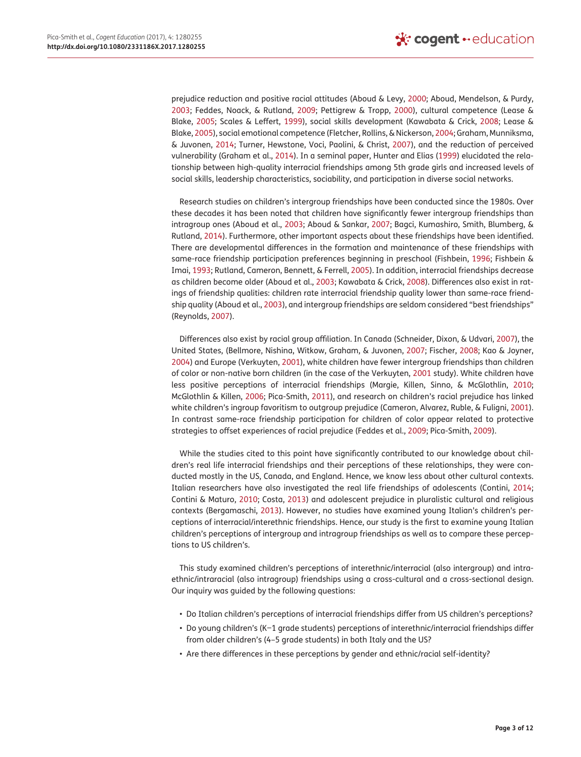prejudice reduction and positive racial attitudes (Aboud & Levy, 2000; Aboud, Mendelson, & Purdy, 2003; Feddes, Noack, & Rutland, 2009; Pettigrew & Tropp, 2000), cultural competence (Lease & Blake, 2005; Scales & Leffert, 1999), social skills development (Kawabata & Crick, 2008; Lease & Blake, 2005), social emotional competence (Fletcher, Rollins, & Nickerson, 2004; Graham, Munniksma, & Juvonen, 2014; Turner, Hewstone, Voci, Paolini, & Christ, 2007), and the reduction of perceived vulnerability (Graham et al., 2014). In a seminal paper, Hunter and Elias (1999) elucidated the relationship between high-quality interracial friendships among 5th grade girls and increased levels of social skills, leadership characteristics, sociability, and participation in diverse social networks.

Research studies on children's intergroup friendships have been conducted since the 1980s. Over these decades it has been noted that children have significantly fewer intergroup friendships than intragroup ones (Aboud et al., 2003; Aboud & Sankar, 2007; Bagci, Kumashiro, Smith, Blumberg, & Rutland, 2014). Furthermore, other important aspects about these friendships have been identified. There are developmental differences in the formation and maintenance of these friendships with same-race friendship participation preferences beginning in preschool (Fishbein, 1996; Fishbein & Imai, 1993; Rutland, Cameron, Bennett, & Ferrell, 2005). In addition, interracial friendships decrease as children become older (Aboud et al., 2003; Kawabata & Crick, 2008). Differences also exist in ratings of friendship qualities: children rate interracial friendship quality lower than same-race friendship quality (Aboud et al., 2003), and intergroup friendships are seldom considered "best friendships" (Reynolds, 2007).

Differences also exist by racial group affiliation. In Canada (Schneider, Dixon, & Udvari, 2007), the United States, (Bellmore, Nishina, Witkow, Graham, & Juvonen, 2007; Fischer, 2008; Kao & Joyner, 2004) and Europe (Verkuyten, 2001), white children have fewer intergroup friendships than children of color or non-native born children (in the case of the Verkuyten, 2001 study). White children have less positive perceptions of interracial friendships (Margie, Killen, Sinno, & McGlothlin, 2010; McGlothlin & Killen, 2006; Pica-Smith, 2011), and research on children's racial prejudice has linked white children's ingroup favoritism to outgroup prejudice (Cameron, Alvarez, Ruble, & Fuligni, 2001). In contrast same-race friendship participation for children of color appear related to protective strategies to offset experiences of racial prejudice (Feddes et al., 2009; Pica-Smith, 2009).

While the studies cited to this point have significantly contributed to our knowledge about children's real life interracial friendships and their perceptions of these relationships, they were conducted mostly in the US, Canada, and England. Hence, we know less about other cultural contexts. Italian researchers have also investigated the real life friendships of adolescents (Contini, 2014; Contini & Maturo, 2010; Costa, 2013) and adolescent prejudice in pluralistic cultural and religious contexts (Bergamaschi, 2013). However, no studies have examined young Italian's children's perceptions of interracial/interethnic friendships. Hence, our study is the first to examine young Italian children's perceptions of intergroup and intragroup friendships as well as to compare these perceptions to US children's.

This study examined children's perceptions of interethnic/interracial (also intergroup) and intraethnic/intraracial (also intragroup) friendships using a cross-cultural and a cross-sectional design. Our inquiry was guided by the following questions:

- Do Italian children's perceptions of interracial friendships differ from US children's perceptions?
- Do young children's (K−1 grade students) perceptions of interethnic/interracial friendships differ from older children's (4–5 grade students) in both Italy and the US?
- Are there differences in these perceptions by gender and ethnic/racial self-identity?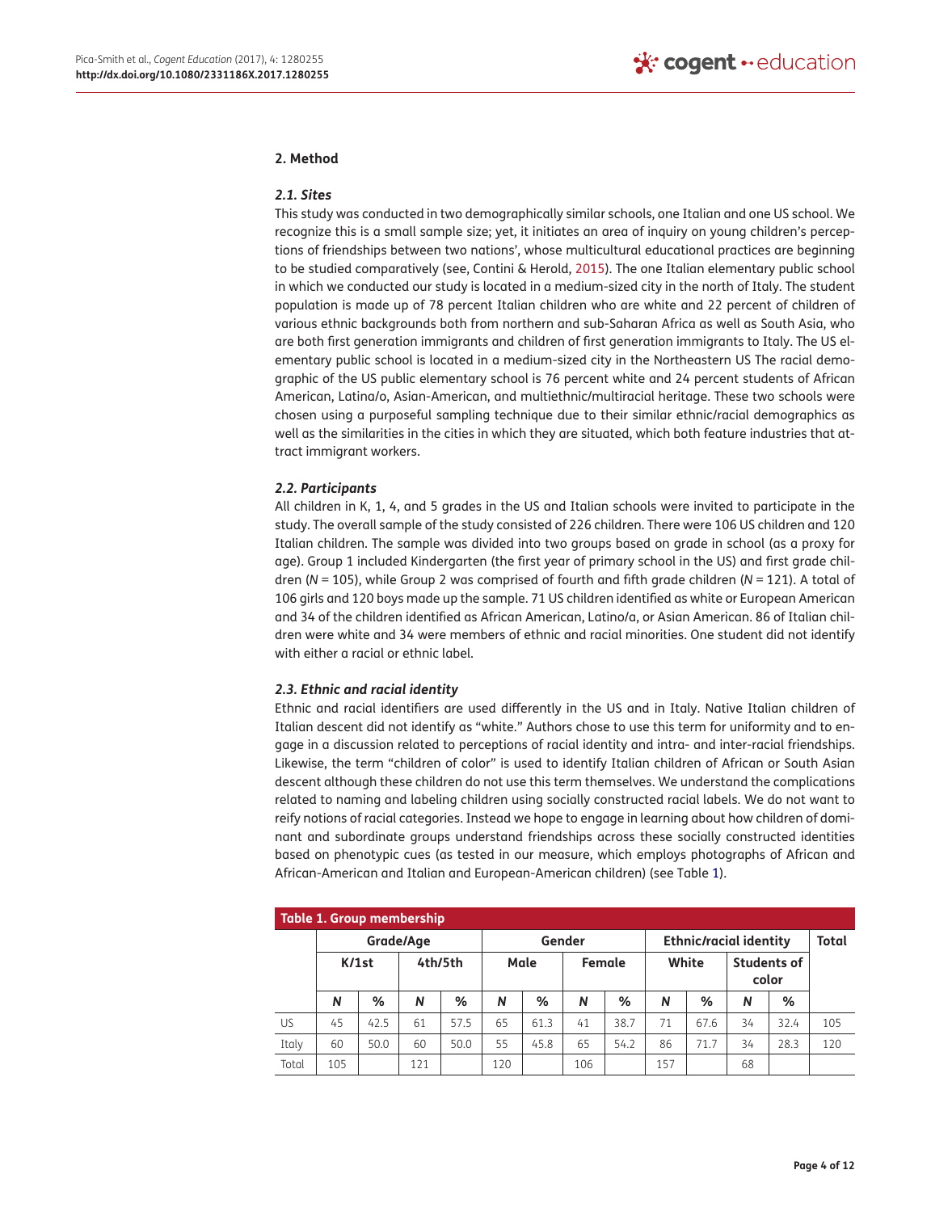## 2. Method

### 2.1. Sites

This study was conducted in two demographically similar schools, one Italian and one US school. We recognize this is a small sample size; yet, it initiates an area of inquiry on young children's perceptions of friendships between two nations', whose multicultural educational practices are beginning to be studied comparatively (see, Contini & Herold, 2015). The one Italian elementary public school in which we conducted our study is located in a medium-sized city in the north of Italy. The student population is made up of 78 percent Italian children who are white and 22 percent of children of various ethnic backgrounds both from northern and sub-Saharan Africa as well as South Asia, who are both first generation immigrants and children of first generation immigrants to Italy. The US elementary public school is located in a medium-sized city in the Northeastern US The racial demographic of the US public elementary school is 76 percent white and 24 percent students of African American, Latina/o, Asian-American, and multiethnic/multiracial heritage. These two schools were chosen using a purposeful sampling technique due to their similar ethnic/racial demographics as well as the similarities in the cities in which they are situated, which both feature industries that attract immigrant workers.

### 2.2. Participants

All children in K, 1, 4, and 5 grades in the US and Italian schools were invited to participate in the study. The overall sample of the study consisted of 226 children. There were 106 US children and 120 Italian children. The sample was divided into two groups based on grade in school (as a proxy for age). Group 1 included Kindergarten (the first year of primary school in the US) and first grade children (*N* = 105), while Group 2 was comprised of fourth and fifth grade children (*N* = 121). A total of 106 girls and 120 boys made up the sample. 71 US children identified as white or European American and 34 of the children identified as African American, Latino/a, or Asian American. 86 of Italian children were white and 34 were members of ethnic and racial minorities. One student did not identify with either a racial or ethnic label.

### 2.3. Ethnic and racial identity

Ethnic and racial identifiers are used differently in the US and in Italy. Native Italian children of Italian descent did not identify as "white." Authors chose to use this term for uniformity and to engage in a discussion related to perceptions of racial identity and intra- and inter-racial friendships. Likewise, the term "children of color" is used to identify Italian children of African or South Asian descent although these children do not use this term themselves. We understand the complications related to naming and labeling children using socially constructed racial labels. We do not want to reify notions of racial categories. Instead we hope to engage in learning about how children of dominant and subordinate groups understand friendships across these socially constructed identities based on phenotypic cues (as tested in our measure, which employs photographs of African and African-American and Italian and European-American children) (see Table 1).

**Table 1. Group membership**

| | Grade/Age | | | | Gender | | | | Ethnic/racial identity | | | | Total |
|---|---|---|---|---|---|---|---|---|---|---|---|---|---|
| | K/1st | | 4th/5th | | Male | | Female | | White | | Students of color | | |
| | *N* | % | *N* | % | *N* | % | *N* | % | *N* | % | *N* | % | |
| US | 45 | 42.5 | 61 | 57.5 | 65 | 61.3 | 41 | 38.7 | 71 | 67.6 | 34 | 32.4 | 105 |
| Italy | 60 | 50.0 | 60 | 50.0 | 55 | 45.8 | 65 | 54.2 | 86 | 71.7 | 34 | 28.3 | 120 |
| Total | 105 | | 121 | | 120 | | 106 | | 157 | | 68 | | |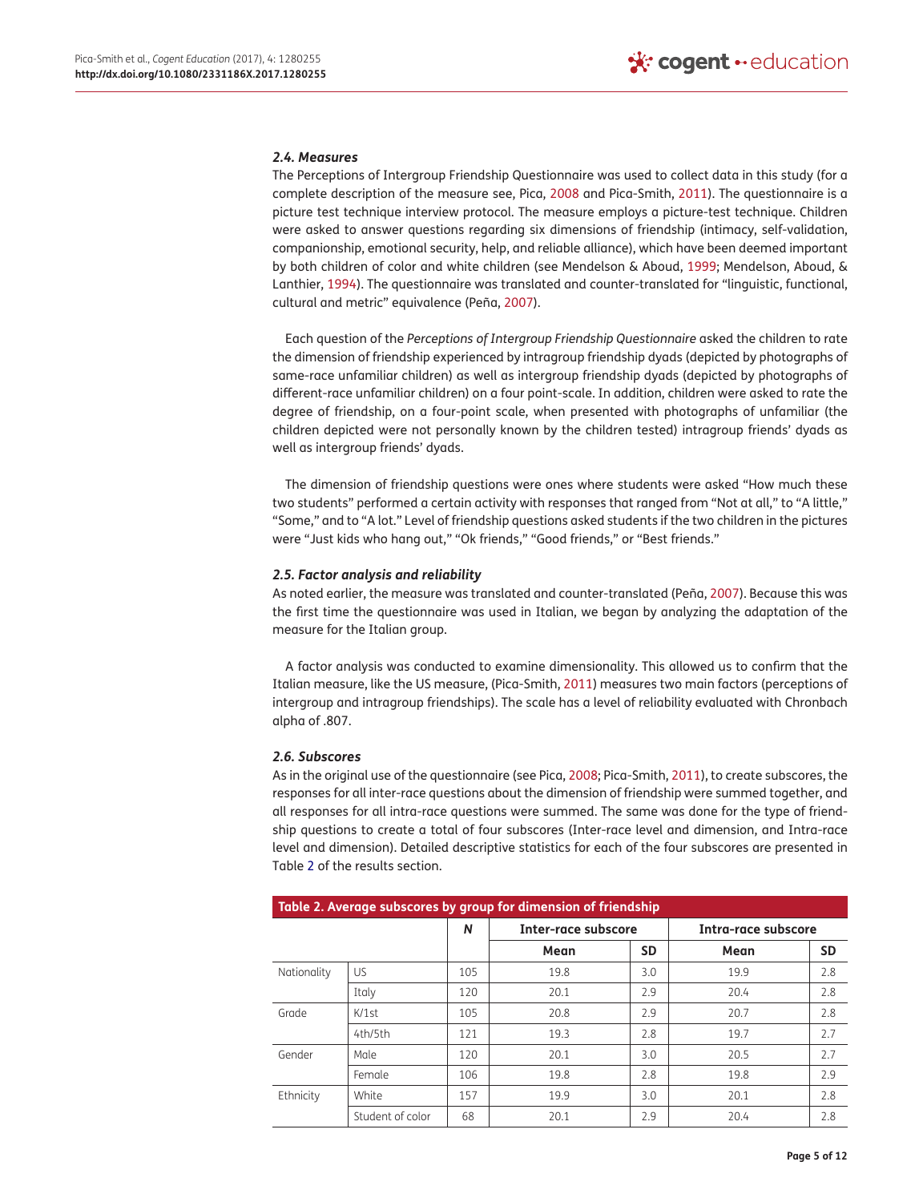### 2.4. Measures

The Perceptions of Intergroup Friendship Questionnaire was used to collect data in this study (for a complete description of the measure see, Pica, 2008 and Pica-Smith, 2011). The questionnaire is a picture test technique interview protocol. The measure employs a picture-test technique. Children were asked to answer questions regarding six dimensions of friendship (intimacy, self-validation, companionship, emotional security, help, and reliable alliance), which have been deemed important by both children of color and white children (see Mendelson & Aboud, 1999; Mendelson, Aboud, & Lanthier, 1994). The questionnaire was translated and counter-translated for "linguistic, functional, cultural and metric" equivalence (Peña, 2007).

Each question of the *Perceptions of Intergroup Friendship Questionnaire* asked the children to rate the dimension of friendship experienced by intragroup friendship dyads (depicted by photographs of same-race unfamiliar children) as well as intergroup friendship dyads (depicted by photographs of different-race unfamiliar children) on a four point-scale. In addition, children were asked to rate the degree of friendship, on a four-point scale, when presented with photographs of unfamiliar (the children depicted were not personally known by the children tested) intragroup friends' dyads as well as intergroup friends' dyads.

The dimension of friendship questions were ones where students were asked "How much these two students" performed a certain activity with responses that ranged from "Not at all," to "A little," "Some," and to "A lot." Level of friendship questions asked students if the two children in the pictures were "Just kids who hang out," "Ok friends," "Good friends," or "Best friends."

### 2.5. Factor analysis and reliability

As noted earlier, the measure was translated and counter-translated (Peña, 2007). Because this was the first time the questionnaire was used in Italian, we began by analyzing the adaptation of the measure for the Italian group.

A factor analysis was conducted to examine dimensionality. This allowed us to confirm that the Italian measure, like the US measure, (Pica-Smith, 2011) measures two main factors (perceptions of intergroup and intragroup friendships). The scale has a level of reliability evaluated with Chronbach alpha of .807.

### 2.6. Subscores

As in the original use of the questionnaire (see Pica, 2008; Pica-Smith, 2011), to create subscores, the responses for all inter-race questions about the dimension of friendship were summed together, and all responses for all intra-race questions were summed. The same was done for the type of friendship questions to create a total of four subscores (Inter-race level and dimension, and Intra-race level and dimension). Detailed descriptive statistics for each of the four subscores are presented in Table 2 of the results section.

**Table 2. Average subscores by group for dimension of friendship**

| | | *N* | Inter-race subscore | | Intra-race subscore | |
|---|---|---|---|---|---|---|
| | | | Mean | SD | Mean | SD |
| Nationality | US | 105 | 19.8 | 3.0 | 19.9 | 2.8 |
| | Italy | 120 | 20.1 | 2.9 | 20.4 | 2.8 |
| Grade | K/1st | 105 | 20.8 | 2.9 | 20.7 | 2.8 |
| | 4th/5th | 121 | 19.3 | 2.8 | 19.7 | 2.7 |
| Gender | Male | 120 | 20.1 | 3.0 | 20.5 | 2.7 |
| | Female | 106 | 19.8 | 2.8 | 19.8 | 2.9 |
| Ethnicity | White | 157 | 19.9 | 3.0 | 20.1 | 2.8 |
| | Student of color | 68 | 20.1 | 2.9 | 20.4 | 2.8 |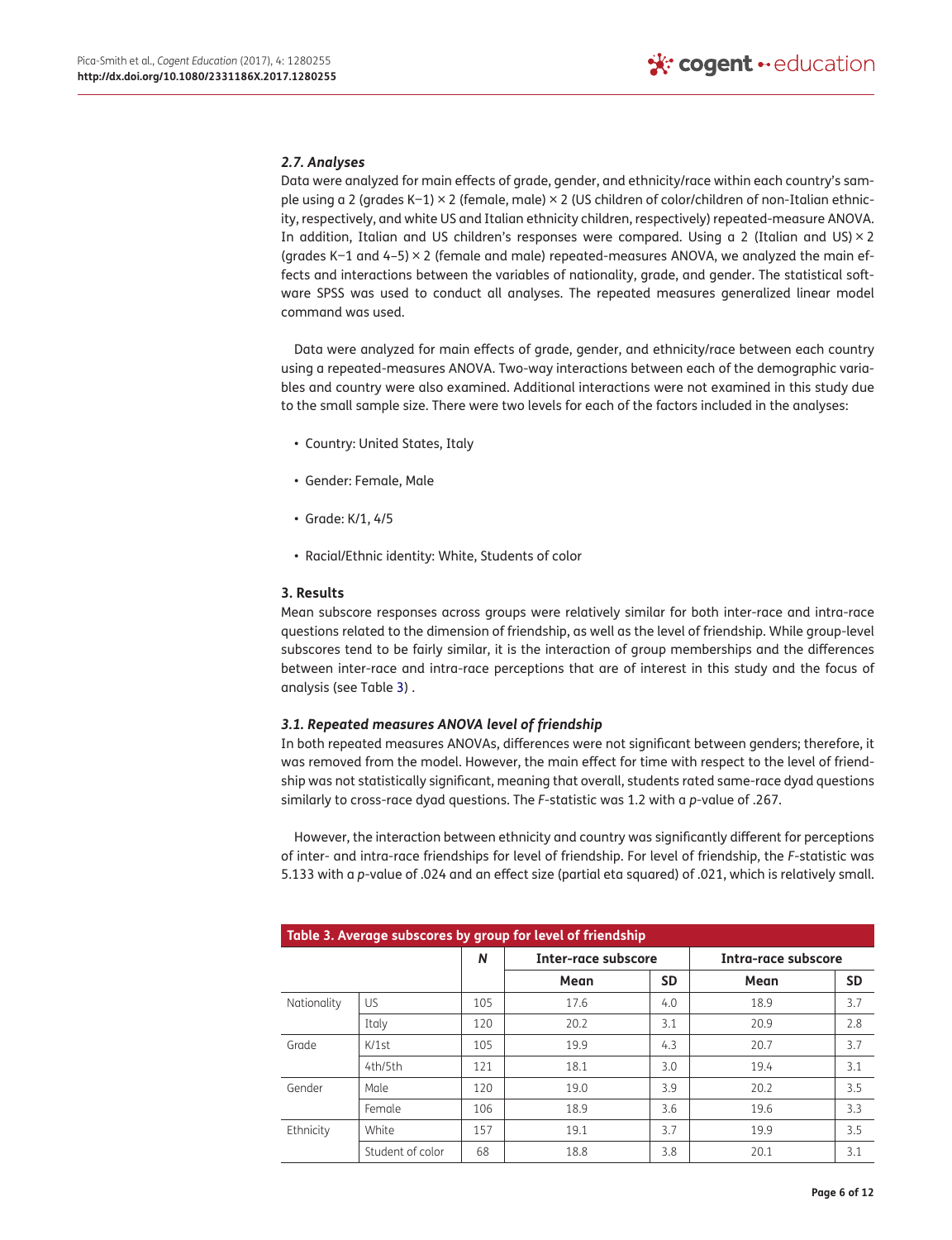### *2.7. Analyses*

Data were analyzed for main effects of grade, gender, and ethnicity/race within each country's sample using a 2 (grades K–1) × 2 (female, male) × 2 (US children of color/children of non-Italian ethnicity, respectively, and white US and Italian ethnicity children, respectively) repeated-measure ANOVA. In addition, Italian and US children's responses were compared. Using a 2 (Italian and US) × 2 (grades K–1 and 4–5) × 2 (female and male) repeated-measures ANOVA, we analyzed the main effects and interactions between the variables of nationality, grade, and gender. The statistical software SPSS was used to conduct all analyses. The repeated measures generalized linear model command was used.

Data were analyzed for main effects of grade, gender, and ethnicity/race between each country using a repeated-measures ANOVA. Two-way interactions between each of the demographic variables and country were also examined. Additional interactions were not examined in this study due to the small sample size. There were two levels for each of the factors included in the analyses:

- Country: United States, Italy
- Gender: Female, Male
- Grade: K/1, 4/5
- Racial/Ethnic identity: White, Students of color

## 3. Results

Mean subscore responses across groups were relatively similar for both inter-race and intra-race questions related to the dimension of friendship, as well as the level of friendship. While group-level subscores tend to be fairly similar, it is the interaction of group memberships and the differences between inter-race and intra-race perceptions that are of interest in this study and the focus of analysis (see Table 3) .

### *3.1. Repeated measures ANOVA level of friendship*

In both repeated measures ANOVAs, differences were not significant between genders; therefore, it was removed from the model. However, the main effect for time with respect to the level of friendship was not statistically significant, meaning that overall, students rated same-race dyad questions similarly to cross-race dyad questions. The *F*-statistic was 1.2 with a *p*-value of .267.

However, the interaction between ethnicity and country was significantly different for perceptions of inter- and intra-race friendships for level of friendship. For level of friendship, the *F*-statistic was 5.133 with a *p*-value of .024 and an effect size (partial eta squared) of .021, which is relatively small.

**Table 3. Average subscores by group for level of friendship**

| | | *N* | Inter-race subscore | | Intra-race subscore | |
|---|---|---|---|---|---|---|
| | | | Mean | SD | Mean | SD |
| Nationality | US | 105 | 17.6 | 4.0 | 18.9 | 3.7 |
| | Italy | 120 | 20.2 | 3.1 | 20.9 | 2.8 |
| Grade | K/1st | 105 | 19.9 | 4.3 | 20.7 | 3.7 |
| | 4th/5th | 121 | 18.1 | 3.0 | 19.4 | 3.1 |
| Gender | Male | 120 | 19.0 | 3.9 | 20.2 | 3.5 |
| | Female | 106 | 18.9 | 3.6 | 19.6 | 3.3 |
| Ethnicity | White | 157 | 19.1 | 3.7 | 19.9 | 3.5 |
| | Student of color | 68 | 18.8 | 3.8 | 20.1 | 3.1 |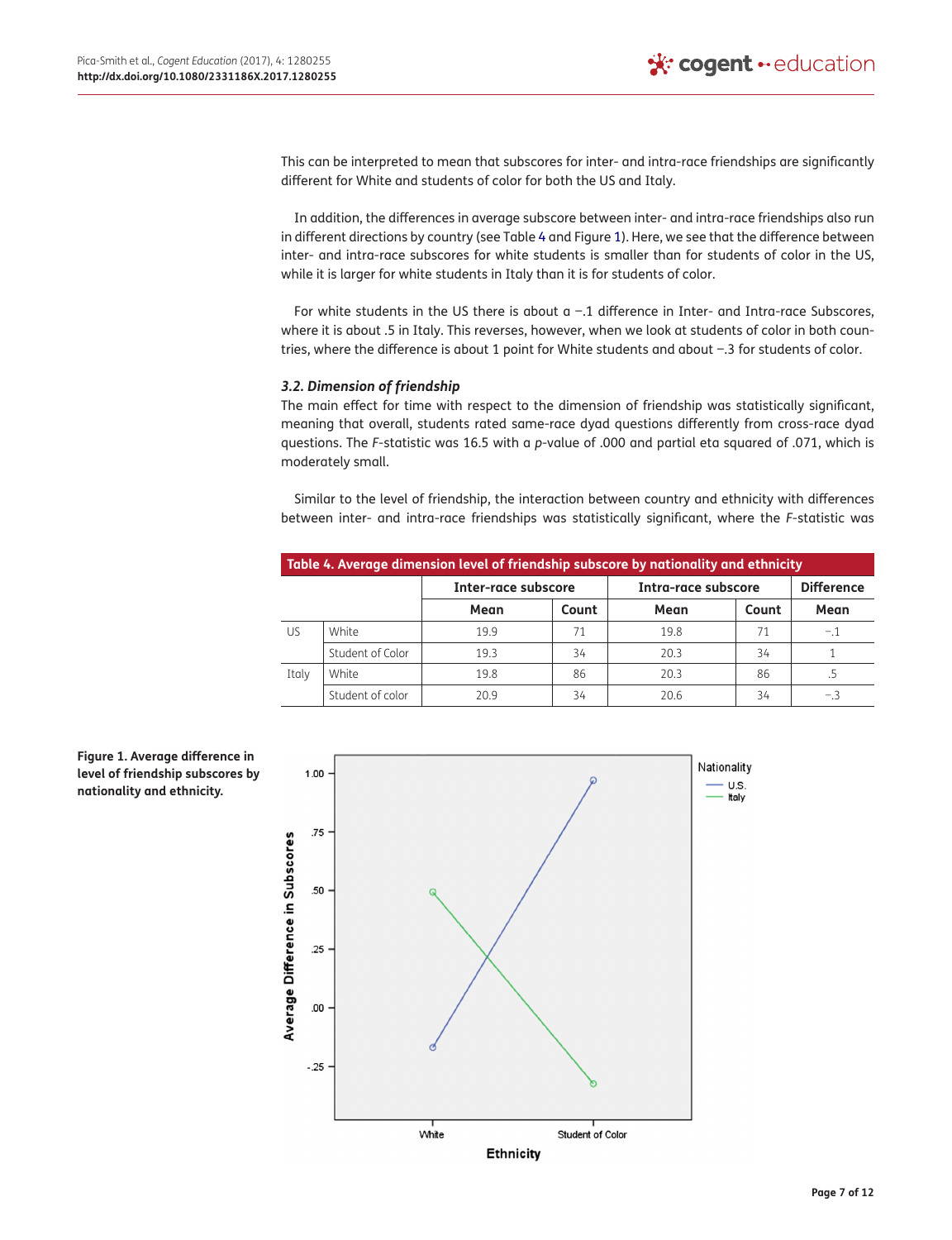This can be interpreted to mean that subscores for inter- and intra-race friendships are significantly different for White and students of color for both the US and Italy.

In addition, the differences in average subscore between inter- and intra-race friendships also run in different directions by country (see Table 4 and Figure 1). Here, we see that the difference between inter- and intra-race subscores for white students is smaller than for students of color in the US, while it is larger for white students in Italy than it is for students of color.

For white students in the US there is about a −.1 difference in Inter- and Intra-race Subscores, where it is about .5 in Italy. This reverses, however, when we look at students of color in both countries, where the difference is about 1 point for White students and about −.3 for students of color.

### 3.2. Dimension of friendship

The main effect for time with respect to the dimension of friendship was statistically significant, meaning that overall, students rated same-race dyad questions differently from cross-race dyad questions. The *F*-statistic was 16.5 with a *p*-value of .000 and partial eta squared of .071, which is moderately small.

Similar to the level of friendship, the interaction between country and ethnicity with differences between inter- and intra-race friendships was statistically significant, where the *F*-statistic was

**Table 4. Average dimension level of friendship subscore by nationality and ethnicity**

| | | Inter-race subscore | | Intra-race subscore | | Difference |
|---|---|---|---|---|---|---|
| | | Mean | Count | Mean | Count | Mean |
| US | White | 19.9 | 71 | 19.8 | 71 | −.1 |
| | Student of Color | 19.3 | 34 | 20.3 | 34 | 1 |
| Italy | White | 19.8 | 86 | 20.3 | 86 | .5 |
| | Student of color | 20.9 | 34 | 20.6 | 34 | −.3 |

**Figure 1. Average difference in level of friendship subscores by nationality and ethnicity.**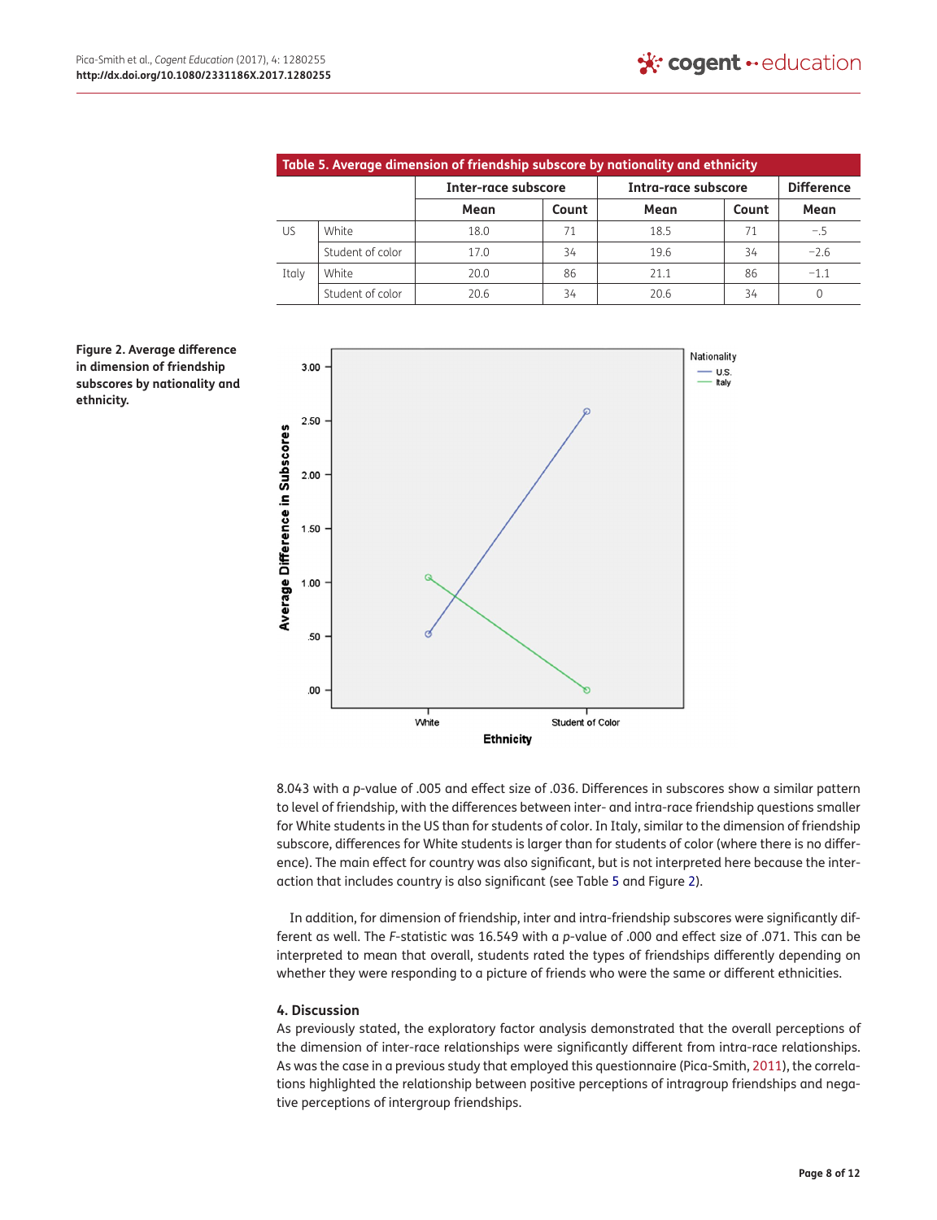**Table 5. Average dimension of friendship subscore by nationality and ethnicity**

| | | Inter-race subscore | | Intra-race subscore | | Difference |
|---|---|---|---|---|---|---|
| | | Mean | Count | Mean | Count | Mean |
| US | White | 18.0 | 71 | 18.5 | 71 | −.5 |
| | Student of color | 17.0 | 34 | 19.6 | 34 | −2.6 |
| Italy | White | 20.0 | 86 | 21.1 | 86 | −1.1 |
| | Student of color | 20.6 | 34 | 20.6 | 34 | 0 |

**Figure 2. Average difference in dimension of friendship subscores by nationality and ethnicity.**

8.043 with a *p*-value of .005 and effect size of .036. Differences in subscores show a similar pattern to level of friendship, with the differences between inter- and intra-race friendship questions smaller for White students in the US than for students of color. In Italy, similar to the dimension of friendship subscore, differences for White students is larger than for students of color (where there is no difference). The main effect for country was also significant, but is not interpreted here because the interaction that includes country is also significant (see Table 5 and Figure 2).

In addition, for dimension of friendship, inter and intra-friendship subscores were significantly different as well. The *F*-statistic was 16.549 with a *p*-value of .000 and effect size of .071. This can be interpreted to mean that overall, students rated the types of friendships differently depending on whether they were responding to a picture of friends who were the same or different ethnicities.

## 4. Discussion

As previously stated, the exploratory factor analysis demonstrated that the overall perceptions of the dimension of inter-race relationships were significantly different from intra-race relationships. As was the case in a previous study that employed this questionnaire (Pica-Smith, 2011), the correlations highlighted the relationship between positive perceptions of intragroup friendships and negative perceptions of intergroup friendships.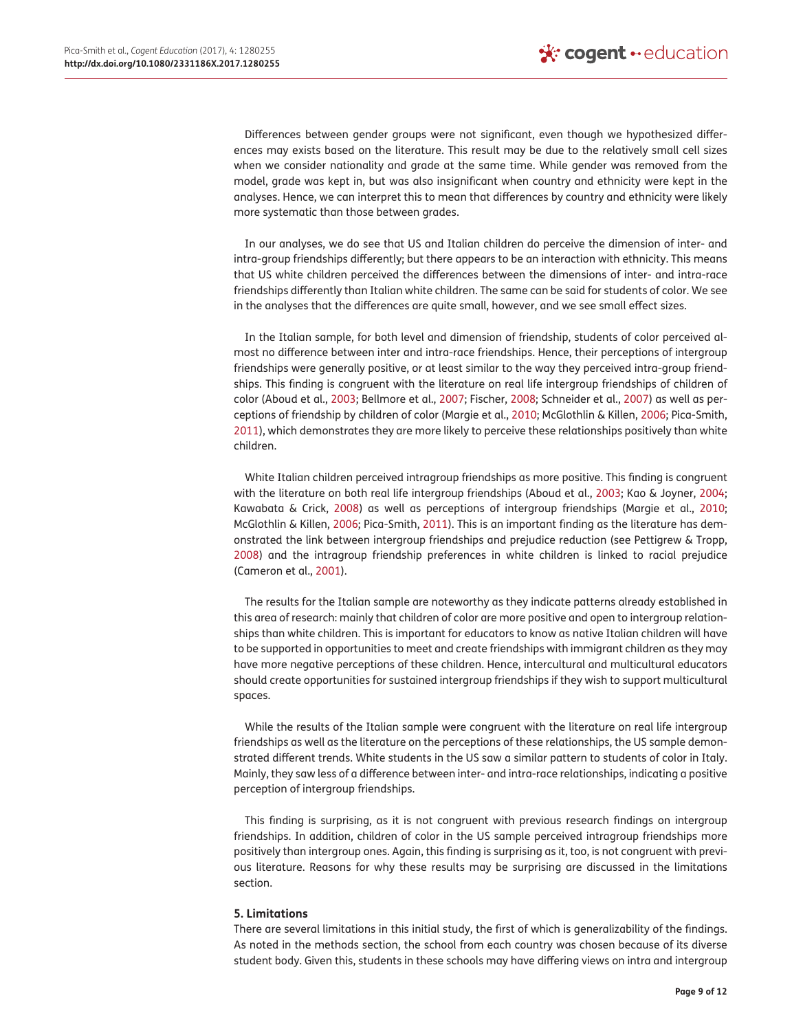Differences between gender groups were not significant, even though we hypothesized differences may exists based on the literature. This result may be due to the relatively small cell sizes when we consider nationality and grade at the same time. While gender was removed from the model, grade was kept in, but was also insignificant when country and ethnicity were kept in the analyses. Hence, we can interpret this to mean that differences by country and ethnicity were likely more systematic than those between grades.

In our analyses, we do see that US and Italian children do perceive the dimension of inter- and intra-group friendships differently; but there appears to be an interaction with ethnicity. This means that US white children perceived the differences between the dimensions of inter- and intra-race friendships differently than Italian white children. The same can be said for students of color. We see in the analyses that the differences are quite small, however, and we see small effect sizes.

In the Italian sample, for both level and dimension of friendship, students of color perceived almost no difference between inter and intra-race friendships. Hence, their perceptions of intergroup friendships were generally positive, or at least similar to the way they perceived intra-group friendships. This finding is congruent with the literature on real life intergroup friendships of children of color (Aboud et al., 2003; Bellmore et al., 2007; Fischer, 2008; Schneider et al., 2007) as well as perceptions of friendship by children of color (Margie et al., 2010; McGlothlin & Killen, 2006; Pica-Smith, 2011), which demonstrates they are more likely to perceive these relationships positively than white children.

White Italian children perceived intragroup friendships as more positive. This finding is congruent with the literature on both real life intergroup friendships (Aboud et al., 2003; Kao & Joyner, 2004; Kawabata & Crick, 2008) as well as perceptions of intergroup friendships (Margie et al., 2010; McGlothlin & Killen, 2006; Pica-Smith, 2011). This is an important finding as the literature has demonstrated the link between intergroup friendships and prejudice reduction (see Pettigrew & Tropp, 2008) and the intragroup friendship preferences in white children is linked to racial prejudice (Cameron et al., 2001).

The results for the Italian sample are noteworthy as they indicate patterns already established in this area of research: mainly that children of color are more positive and open to intergroup relationships than white children. This is important for educators to know as native Italian children will have to be supported in opportunities to meet and create friendships with immigrant children as they may have more negative perceptions of these children. Hence, intercultural and multicultural educators should create opportunities for sustained intergroup friendships if they wish to support multicultural spaces.

While the results of the Italian sample were congruent with the literature on real life intergroup friendships as well as the literature on the perceptions of these relationships, the US sample demonstrated different trends. White students in the US saw a similar pattern to students of color in Italy. Mainly, they saw less of a difference between inter- and intra-race relationships, indicating a positive perception of intergroup friendships.

This finding is surprising, as it is not congruent with previous research findings on intergroup friendships. In addition, children of color in the US sample perceived intragroup friendships more positively than intergroup ones. Again, this finding is surprising as it, too, is not congruent with previous literature. Reasons for why these results may be surprising are discussed in the limitations section.

## 5. Limitations

There are several limitations in this initial study, the first of which is generalizability of the findings. As noted in the methods section, the school from each country was chosen because of its diverse student body. Given this, students in these schools may have differing views on intra and intergroup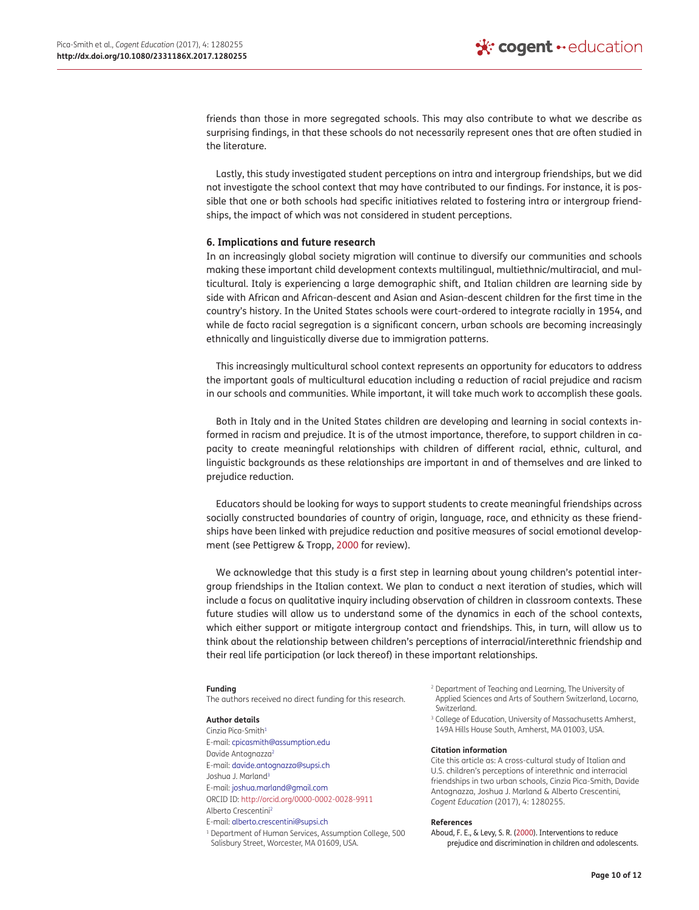friends than those in more segregated schools. This may also contribute to what we describe as surprising findings, in that these schools do not necessarily represent ones that are often studied in the literature.

Lastly, this study investigated student perceptions on intra and intergroup friendships, but we did not investigate the school context that may have contributed to our findings. For instance, it is possible that one or both schools had specific initiatives related to fostering intra or intergroup friendships, the impact of which was not considered in student perceptions.

## 6. Implications and future research

In an increasingly global society migration will continue to diversify our communities and schools making these important child development contexts multilingual, multiethnic/multiracial, and multicultural. Italy is experiencing a large demographic shift, and Italian children are learning side by side with African and African-descent and Asian and Asian-descent children for the first time in the country's history. In the United States schools were court-ordered to integrate racially in 1954, and while de facto racial segregation is a significant concern, urban schools are becoming increasingly ethnically and linguistically diverse due to immigration patterns.

This increasingly multicultural school context represents an opportunity for educators to address the important goals of multicultural education including a reduction of racial prejudice and racism in our schools and communities. While important, it will take much work to accomplish these goals.

Both in Italy and in the United States children are developing and learning in social contexts informed in racism and prejudice. It is of the utmost importance, therefore, to support children in capacity to create meaningful relationships with children of different racial, ethnic, cultural, and linguistic backgrounds as these relationships are important in and of themselves and are linked to prejudice reduction.

Educators should be looking for ways to support students to create meaningful friendships across socially constructed boundaries of country of origin, language, race, and ethnicity as these friendships have been linked with prejudice reduction and positive measures of social emotional development (see Pettigrew & Tropp, 2000 for review).

We acknowledge that this study is a first step in learning about young children's potential intergroup friendships in the Italian context. We plan to conduct a next iteration of studies, which will include a focus on qualitative inquiry including observation of children in classroom contexts. These future studies will allow us to understand some of the dynamics in each of the school contexts, which either support or mitigate intergroup contact and friendships. This, in turn, will allow us to think about the relationship between children's perceptions of interracial/interethnic friendship and their real life participation (or lack thereof) in these important relationships.

**Funding**

The authors received no direct funding for this research.

**Author details**

Cinzia Pica-Smith[1]
E-mail: cpicasmith@assumption.edu
Davide Antognazza[2]
E-mail: davide.antognazza@supsi.ch
Joshua J. Marland[3]
E-mail: joshua.marland@gmail.com
ORCID ID: http://orcid.org/0000-0002-0028-9911
Alberto Crescentini[2]
E-mail: alberto.crescentini@supsi.ch

[1] Department of Human Services, Assumption College, 500 Salisbury Street, Worcester, MA 01609, USA.
[2] Department of Teaching and Learning, The University of Applied Sciences and Arts of Southern Switzerland, Locarno, Switzerland.
[3] College of Education, University of Massachusetts Amherst, 149A Hills House South, Amherst, MA 01003, USA.

**Citation information**

Cite this article as: A cross-cultural study of Italian and U.S. children's perceptions of interethnic and interracial friendships in two urban schools, Cinzia Pica-Smith, Davide Antognazza, Joshua J. Marland & Alberto Crescentini, *Cogent Education* (2017), 4: 1280255.

**References**

Aboud, F. E., & Levy, S. R. (2000). Interventions to reduce prejudice and discrimination in children and adolescents.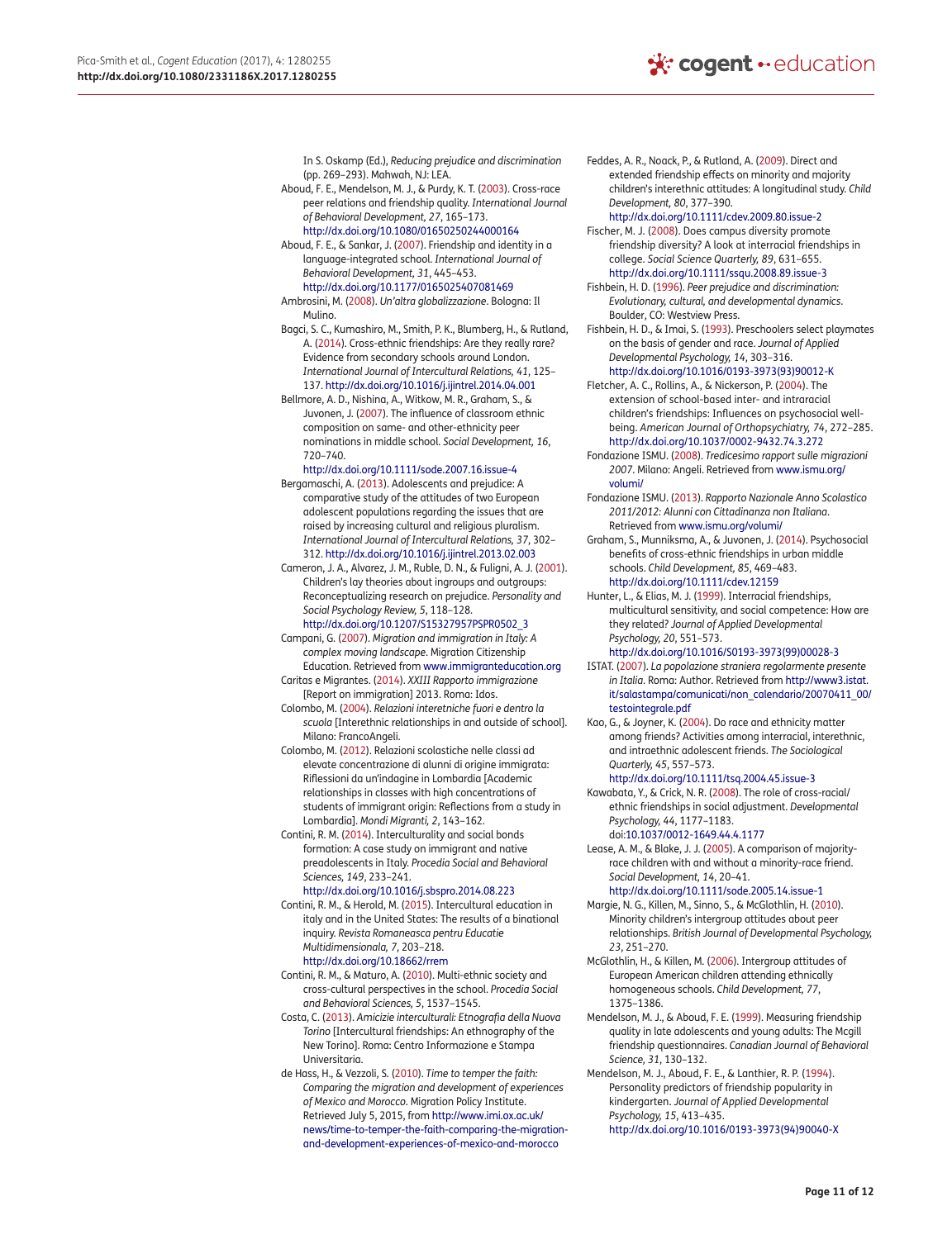In S. Oskamp (Ed.), *Reducing prejudice and discrimination* (pp. 269–293). Mahwah, NJ: LEA.

Aboud, F. E., Mendelson, M. J., & Purdy, K. T. (2003). Cross-race peer relations and friendship quality. *International Journal of Behavioral Development, 27*, 165–173. http://dx.doi.org/10.1080/01650250244000164

Aboud, F. E., & Sankar, J. (2007). Friendship and identity in a language-integrated school. *International Journal of Behavioral Development, 31*, 445–453. http://dx.doi.org/10.1177/0165025407081469

Ambrosini, M. (2008). *Un'altra globalizzazione*. Bologna: Il Mulino.

Bagci, S. C., Kumashiro, M., Smith, P. K., Blumberg, H., & Rutland, A. (2014). Cross-ethnic friendships: Are they really rare? Evidence from secondary schools around London. *International Journal of Intercultural Relations, 41*, 125–137. http://dx.doi.org/10.1016/j.ijintrel.2014.04.001

Bellmore, A. D., Nishina, A., Witkow, M. R., Graham, S., & Juvonen, J. (2007). The influence of classroom ethnic composition on same- and other-ethnicity peer nominations in middle school. *Social Development, 16*, 720–740. http://dx.doi.org/10.1111/sode.2007.16.issue-4

Bergamaschi, A. (2013). Adolescents and prejudice: A comparative study of the attitudes of two European adolescent populations regarding the issues that are raised by increasing cultural and religious pluralism. *International Journal of Intercultural Relations, 37*, 302–312. http://dx.doi.org/10.1016/j.ijintrel.2013.02.003

Cameron, J. A., Alvarez, J. M., Ruble, D. N., & Fuligni, A. J. (2001). Children's lay theories about ingroups and outgroups: Reconceptualizing research on prejudice. *Personality and Social Psychology Review, 5*, 118–128. http://dx.doi.org/10.1207/S15327957PSPR0502_3

Campani, G. (2007). *Migration and immigration in Italy: A complex moving landscape*. Migration Citizenship Education. Retrieved from www.immigranteducation.org

Caritas e Migrantes. (2014). *XXIII Rapporto immigrazione* [Report on immigration] 2013. Roma: Idos.

Colombo, M. (2004). *Relazioni interetniche fuori e dentro la scuola* [Interethnic relationships in and outside of school]. Milano: FrancoAngeli.

Colombo, M. (2012). Relazioni scolastiche nelle classi ad elevate concentrazione di alunni di origine immigrata: Riflessioni da un'indagine in Lombardia [Academic relationships in classes with high concentrations of students of immigrant origin: Reflections from a study in Lombardia]. *Mondi Migranti, 2*, 143–162.

Contini, R. M. (2014). Interculturality and social bonds formation: A case study on immigrant and native preadolescents in Italy. *Procedia Social and Behavioral Sciences, 149*, 233–241. http://dx.doi.org/10.1016/j.sbspro.2014.08.223

Contini, R. M., & Herold, M. (2015). Intercultural education in italy and in the United States: The results of a binational inquiry. *Revista Romaneasca pentru Educatie Multidimensionala, 7*, 203–218. http://dx.doi.org/10.18662/rrem

Contini, R. M., & Maturo, A. (2010). Multi-ethnic society and cross-cultural perspectives in the school. *Procedia Social and Behavioral Sciences, 5*, 1537–1545.

Costa, C. (2013). *Amicizie interculturali: Etnografia della Nuova Torino* [Intercultural friendships: An ethnography of the New Torino]. Roma: Centro Informazione e Stampa Universitaria.

de Hass, H., & Vezzoli, S. (2010). *Time to temper the faith: Comparing the migration and development of experiences of Mexico and Morocco*. Migration Policy Institute. Retrieved July 5, 2015, from http://www.imi.ox.ac.uk/news/time-to-temper-the-faith-comparing-the-migration-and-development-experiences-of-mexico-and-morocco

Feddes, A. R., Noack, P., & Rutland, A. (2009). Direct and extended friendship effects on minority and majority children's interethnic attitudes: A longitudinal study. *Child Development, 80*, 377–390. http://dx.doi.org/10.1111/cdev.2009.80.issue-2

Fischer, M. J. (2008). Does campus diversity promote friendship diversity? A look at interracial friendships in college. *Social Science Quarterly, 89*, 631–655. http://dx.doi.org/10.1111/ssqu.2008.89.issue-3

Fishbein, H. D. (1996). *Peer prejudice and discrimination: Evolutionary, cultural, and developmental dynamics*. Boulder, CO: Westview Press.

Fishbein, H. D., & Imai, S. (1993). Preschoolers select playmates on the basis of gender and race. *Journal of Applied Developmental Psychology, 14*, 303–316. http://dx.doi.org/10.1016/0193-3973(93)90012-K

Fletcher, A. C., Rollins, A., & Nickerson, P. (2004). The extension of school-based inter- and intraracial children's friendships: Influences on psychosocial well-being. *American Journal of Orthopsychiatry, 74*, 272–285. http://dx.doi.org/10.1037/0002-9432.74.3.272

Fondazione ISMU. (2008). *Tredicesimo rapport sulle migrazioni 2007*. Milano: Angeli. Retrieved from www.ismu.org/volumi/

Fondazione ISMU. (2013). *Rapporto Nazionale Anno Scolastico 2011/2012: Alunni con Cittadinanza non Italiana*. Retrieved from www.ismu.org/volumi/

Graham, S., Munniksma, A., & Juvonen, J. (2014). Psychosocial benefits of cross-ethnic friendships in urban middle schools. *Child Development, 85*, 469–483. http://dx.doi.org/10.1111/cdev.12159

Hunter, L., & Elias, M. J. (1999). Interracial friendships, multicultural sensitivity, and social competence: How are they related? *Journal of Applied Developmental Psychology, 20*, 551–573. http://dx.doi.org/10.1016/S0193-3973(99)00028-3

ISTAT. (2007). *La popolazione straniera regolarmente presente in Italia*. Roma: Author. Retrieved from http://www3.istat.it/salastampa/comunicati/non_calendario/20070411_00/testointegrale.pdf

Kao, G., & Joyner, K. (2004). Do race and ethnicity matter among friends? Activities among interracial, interethnic, and intraethnic adolescent friends. *The Sociological Quarterly, 45*, 557–573. http://dx.doi.org/10.1111/tsq.2004.45.issue-3

Kawabata, Y., & Crick, N. R. (2008). The role of cross-racial/ethnic friendships in social adjustment. *Developmental Psychology, 44*, 1177–1183. doi:10.1037/0012-1649.44.4.1177

Lease, A. M., & Blake, J. J. (2005). A comparison of majority-race children with and without a minority-race friend. *Social Development, 14*, 20–41. http://dx.doi.org/10.1111/sode.2005.14.issue-1

Margie, N. G., Killen, M., Sinno, S., & McGlothlin, H. (2010). Minority children's intergroup attitudes about peer relationships. *British Journal of Developmental Psychology, 23*, 251–270.

McGlothlin, H., & Killen, M. (2006). Intergroup attitudes of European American children attending ethnically homogeneous schools. *Child Development, 77*, 1375–1386.

Mendelson, M. J., & Aboud, F. E. (1999). Measuring friendship quality in late adolescents and young adults: The Mcgill friendship questionnaires. *Canadian Journal of Behavioral Science, 31*, 130–132.

Mendelson, M. J., Aboud, F. E., & Lanthier, R. P. (1994). Personality predictors of friendship popularity in kindergarten. *Journal of Applied Developmental Psychology, 15*, 413–435. http://dx.doi.org/10.1016/0193-3973(94)90040-X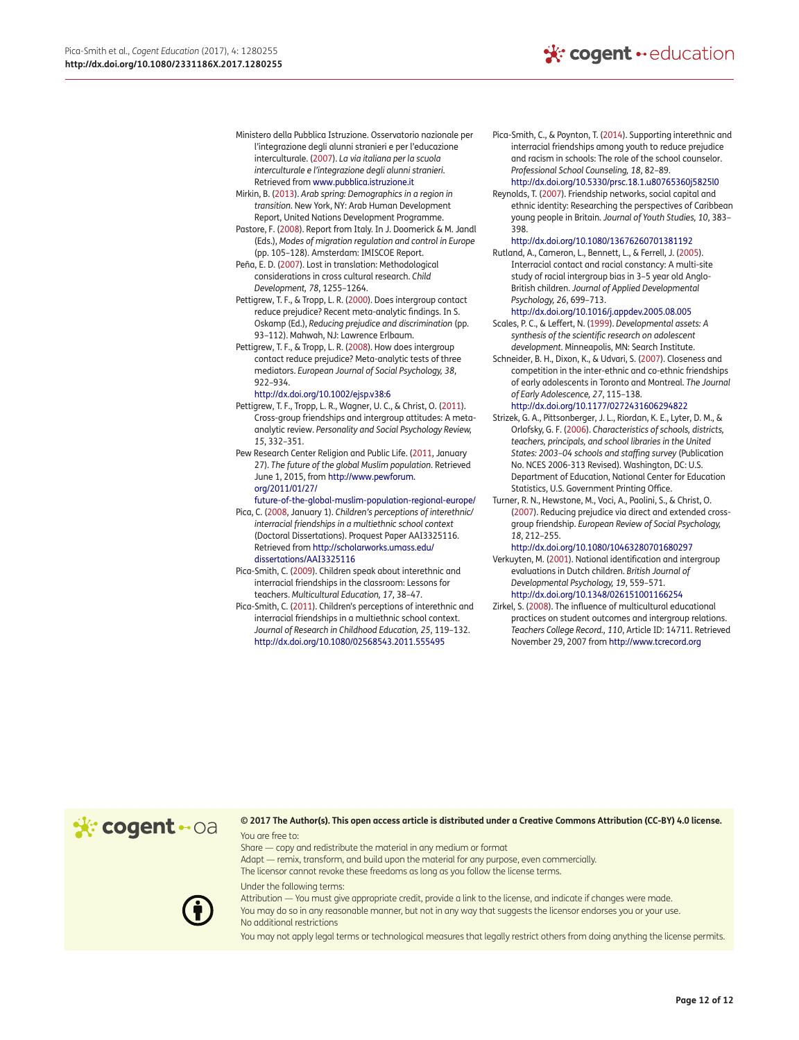Ministero della Pubblica Istruzione. Osservatorio nazionale per l'integrazione degli alunni stranieri e per l'educazione interculturale. (2007). *La via italiana per la scuola interculturale e l'integrazione degli alunni stranieri*. Retrieved from www.pubblica.istruzione.it

Mirkin, B. (2013). *Arab spring: Demographics in a region in transition*. New York, NY: Arab Human Development Report, United Nations Development Programme.

Pastore, F. (2008). Report from Italy. In J. Doomerick & M. Jandl (Eds.), *Modes of migration regulation and control in Europe* (pp. 105–128). Amsterdam: IMISCOE Report.

Peña, E. D. (2007). Lost in translation: Methodological considerations in cross cultural research. *Child Development, 78*, 1255–1264.

Pettigrew, T. F., & Tropp, L. R. (2000). Does intergroup contact reduce prejudice? Recent meta-analytic findings. In S. Oskamp (Ed.), *Reducing prejudice and discrimination* (pp. 93–112). Mahwah, NJ: Lawrence Erlbaum.

Pettigrew, T. F., & Tropp, L. R. (2008). How does intergroup contact reduce prejudice? Meta-analytic tests of three mediators. *European Journal of Social Psychology, 38*, 922–934.
http://dx.doi.org/10.1002/ejsp.v38:6

Pettigrew, T. F., Tropp, L. R., Wagner, U. C., & Christ, O. (2011). Cross-group friendships and intergroup attitudes: A meta-analytic review. *Personality and Social Psychology Review, 15*, 332–351.

Pew Research Center Religion and Public Life. (2011, January 27). *The future of the global Muslim population*. Retrieved June 1, 2015, from http://www.pewforum.org/2011/01/27/future-of-the-global-muslim-population-regional-europe/

Pica, C. (2008, January 1). *Children's perceptions of interethnic/interracial friendships in a multiethnic school context* (Doctoral Dissertations). Proquest Paper AAI3325116. Retrieved from http://scholarworks.umass.edu/dissertations/AAI3325116

Pica-Smith, C. (2009). Children speak about interethnic and interracial friendships in the classroom: Lessons for teachers. *Multicultural Education, 17*, 38–47.

Pica-Smith, C. (2011). Children's perceptions of interethnic and interracial friendships in a multiethnic school context. *Journal of Research in Childhood Education, 25*, 119–132.
http://dx.doi.org/10.1080/02568543.2011.555495

Pica-Smith, C., & Poynton, T. (2014). Supporting interethnic and interracial friendships among youth to reduce prejudice and racism in schools: The role of the school counselor. *Professional School Counseling, 18*, 82–89.
http://dx.doi.org/10.5330/prsc.18.1.u80765360j5825l0

Reynolds, T. (2007). Friendship networks, social capital and ethnic identity: Researching the perspectives of Caribbean young people in Britain. *Journal of Youth Studies, 10*, 383–398.
http://dx.doi.org/10.1080/13676260701381192

Rutland, A., Cameron, L., Bennett, L., & Ferrell, J. (2005). Interracial contact and racial constancy: A multi-site study of racial intergroup bias in 3–5 year old Anglo-British children. *Journal of Applied Developmental Psychology, 26*, 699–713.
http://dx.doi.org/10.1016/j.appdev.2005.08.005

Scales, P. C., & Leffert, N. (1999). *Developmental assets: A synthesis of the scientific research on adolescent development*. Minneapolis, MN: Search Institute.

Schneider, B. H., Dixon, K., & Udvari, S. (2007). Closeness and competition in the inter-ethnic and co-ethnic friendships of early adolescents in Toronto and Montreal. *The Journal of Early Adolescence, 27*, 115–138.
http://dx.doi.org/10.1177/0272431606294822

Strizek, G. A., Pittsonberger, J. L., Riordan, K. E., Lyter, D. M., & Orlofsky, G. F. (2006). *Characteristics of schools, districts, teachers, principals, and school libraries in the United States: 2003–04 schools and staffing survey* (Publication No. NCES 2006-313 Revised). Washington, DC: U.S. Department of Education, National Center for Education Statistics, U.S. Government Printing Office.

Turner, R. N., Hewstone, M., Voci, A., Paolini, S., & Christ, O. (2007). Reducing prejudice via direct and extended cross-group friendship. *European Review of Social Psychology, 18*, 212–255.
http://dx.doi.org/10.1080/10463280701680297

Verkuyten, M. (2001). National identification and intergroup evaluations in Dutch children. *British Journal of Developmental Psychology, 19*, 559–571.
http://dx.doi.org/10.1348/026151001166254

Zirkel, S. (2008). The influence of multicultural educational practices on student outcomes and intergroup relations. *Teachers College Record, 110*, Article ID: 14711. Retrieved November 29, 2007 from http://www.tcrecord.org

**© 2017 The Author(s). This open access article is distributed under a Creative Commons Attribution (CC-BY) 4.0 license.**

You are free to:
Share — copy and redistribute the material in any medium or format
Adapt — remix, transform, and build upon the material for any purpose, even commercially.
The licensor cannot revoke these freedoms as long as you follow the license terms.

Under the following terms:
Attribution — You must give appropriate credit, provide a link to the license, and indicate if changes were made.
You may do so in any reasonable manner, but not in any way that suggests the licensor endorses you or your use.
No additional restrictions
You may not apply legal terms or technological measures that legally restrict others from doing anything the license permits.